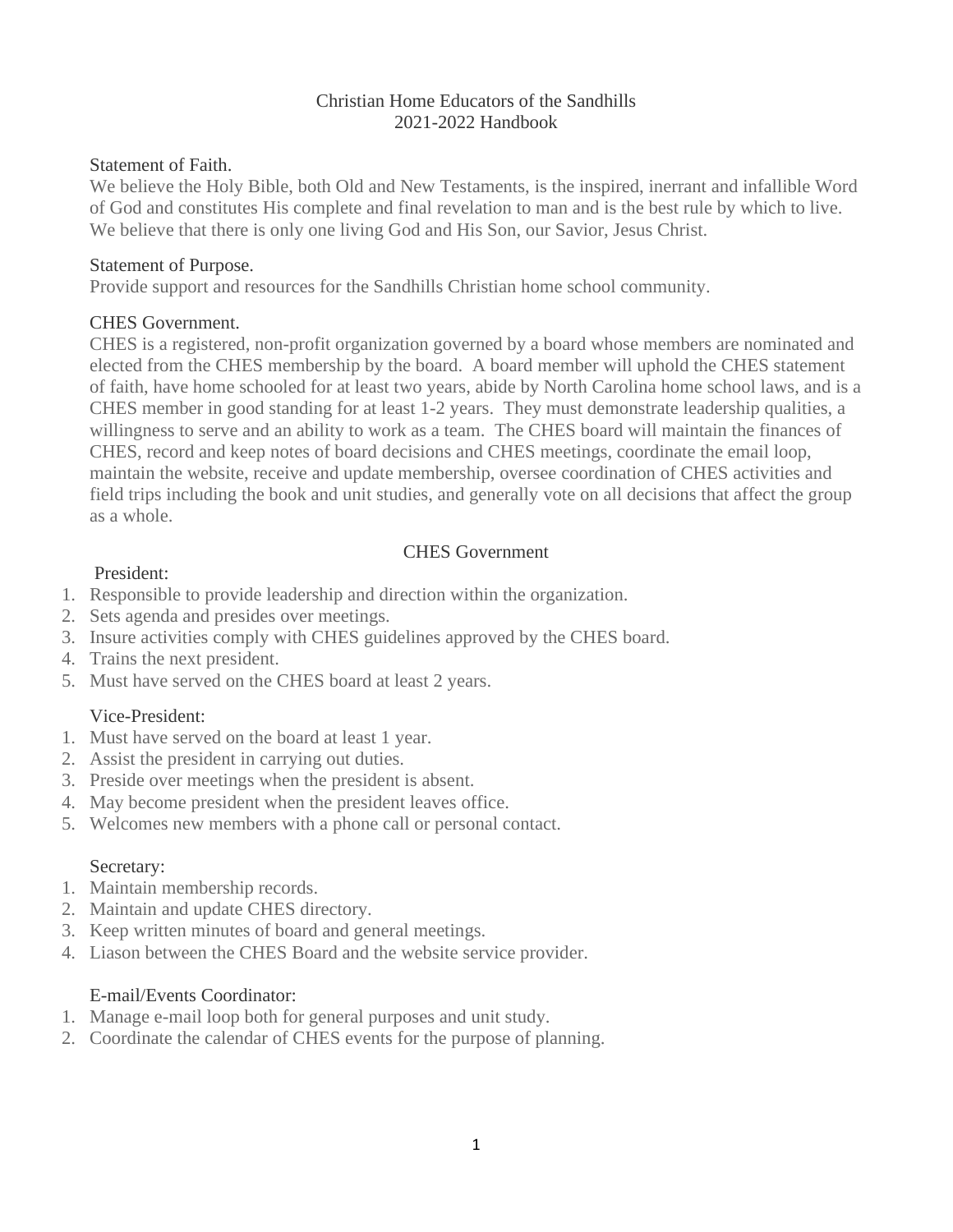# Christian Home Educators of the Sandhills
## 2021-2022 Handbook

### Statement of Faith.

We believe the Holy Bible, both Old and New Testaments, is the inspired, inerrant and infallible Word of God and constitutes His complete and final revelation to man and is the best rule by which to live. We believe that there is only one living God and His Son, our Savior, Jesus Christ.

### Statement of Purpose.

Provide support and resources for the Sandhills Christian home school community.

### CHES Government.

CHES is a registered, non-profit organization governed by a board whose members are nominated and elected from the CHES membership by the board. A board member will uphold the CHES statement of faith, have home schooled for at least two years, abide by North Carolina home school laws, and is a CHES member in good standing for at least 1-2 years. They must demonstrate leadership qualities, a willingness to serve and an ability to work as a team. The CHES board will maintain the finances of CHES, record and keep notes of board decisions and CHES meetings, coordinate the email loop, maintain the website, receive and update membership, oversee coordination of CHES activities and field trips including the book and unit studies, and generally vote on all decisions that affect the group as a whole.

## CHES Government

President:

1. Responsible to provide leadership and direction within the organization.
2. Sets agenda and presides over meetings.
3. Insure activities comply with CHES guidelines approved by the CHES board.
4. Trains the next president.
5. Must have served on the CHES board at least 2 years.

Vice-President:

1. Must have served on the board at least 1 year.
2. Assist the president in carrying out duties.
3. Preside over meetings when the president is absent.
4. May become president when the president leaves office.
5. Welcomes new members with a phone call or personal contact.

Secretary:

1. Maintain membership records.
2. Maintain and update CHES directory.
3. Keep written minutes of board and general meetings.
4. Liason between the CHES Board and the website service provider.

E-mail/Events Coordinator:

1. Manage e-mail loop both for general purposes and unit study.
2. Coordinate the calendar of CHES events for the purpose of planning.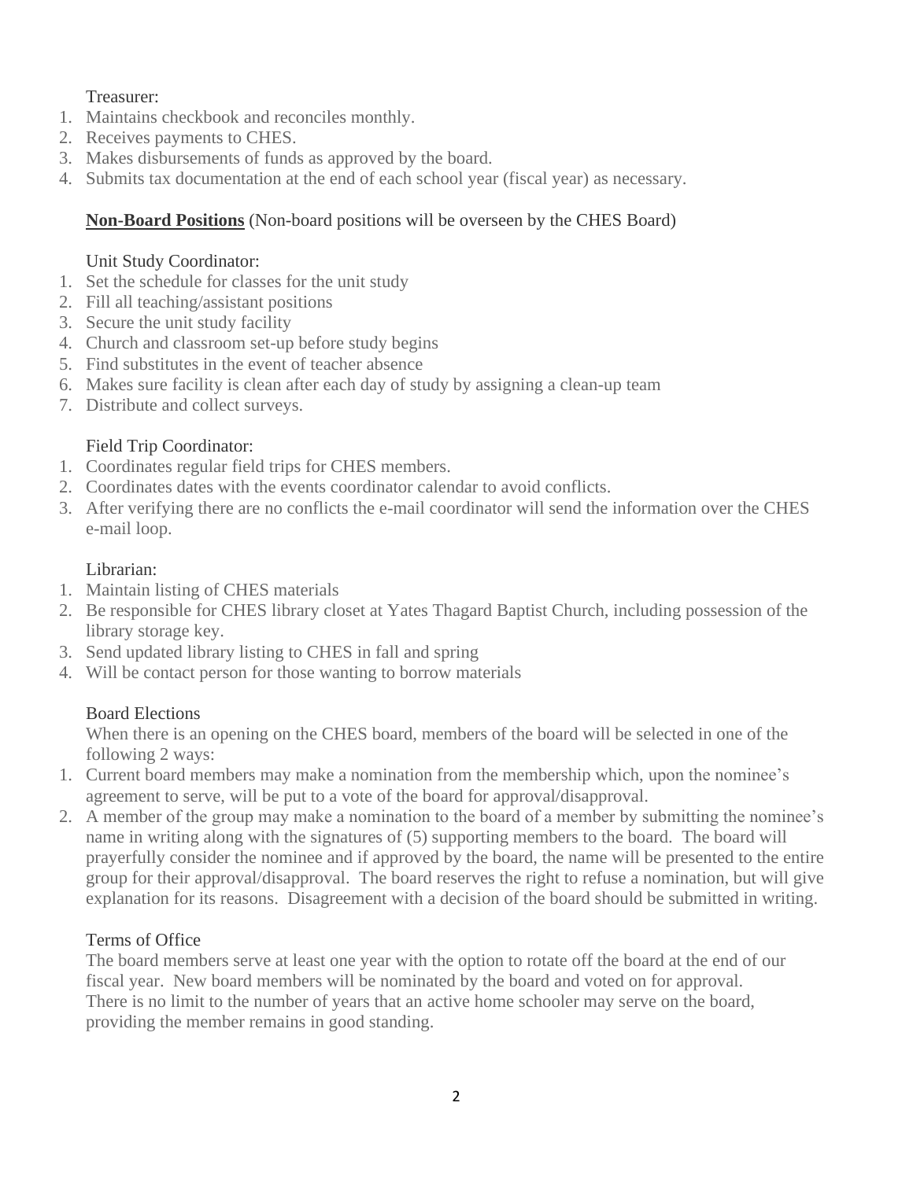Treasurer:

1. Maintains checkbook and reconciles monthly.
2. Receives payments to CHES.
3. Makes disbursements of funds as approved by the board.
4. Submits tax documentation at the end of each school year (fiscal year) as necessary.

**Non-Board Positions** (Non-board positions will be overseen by the CHES Board)

Unit Study Coordinator:

1. Set the schedule for classes for the unit study
2. Fill all teaching/assistant positions
3. Secure the unit study facility
4. Church and classroom set-up before study begins
5. Find substitutes in the event of teacher absence
6. Makes sure facility is clean after each day of study by assigning a clean-up team
7. Distribute and collect surveys.

Field Trip Coordinator:

1. Coordinates regular field trips for CHES members.
2. Coordinates dates with the events coordinator calendar to avoid conflicts.
3. After verifying there are no conflicts the e-mail coordinator will send the information over the CHES e-mail loop.

Librarian:

1. Maintain listing of CHES materials
2. Be responsible for CHES library closet at Yates Thagard Baptist Church, including possession of the library storage key.
3. Send updated library listing to CHES in fall and spring
4. Will be contact person for those wanting to borrow materials

Board Elections

When there is an opening on the CHES board, members of the board will be selected in one of the following 2 ways:

1. Current board members may make a nomination from the membership which, upon the nominee's agreement to serve, will be put to a vote of the board for approval/disapproval.
2. A member of the group may make a nomination to the board of a member by submitting the nominee's name in writing along with the signatures of (5) supporting members to the board. The board will prayerfully consider the nominee and if approved by the board, the name will be presented to the entire group for their approval/disapproval. The board reserves the right to refuse a nomination, but will give explanation for its reasons. Disagreement with a decision of the board should be submitted in writing.

Terms of Office

The board members serve at least one year with the option to rotate off the board at the end of our fiscal year. New board members will be nominated by the board and voted on for approval. There is no limit to the number of years that an active home schooler may serve on the board, providing the member remains in good standing.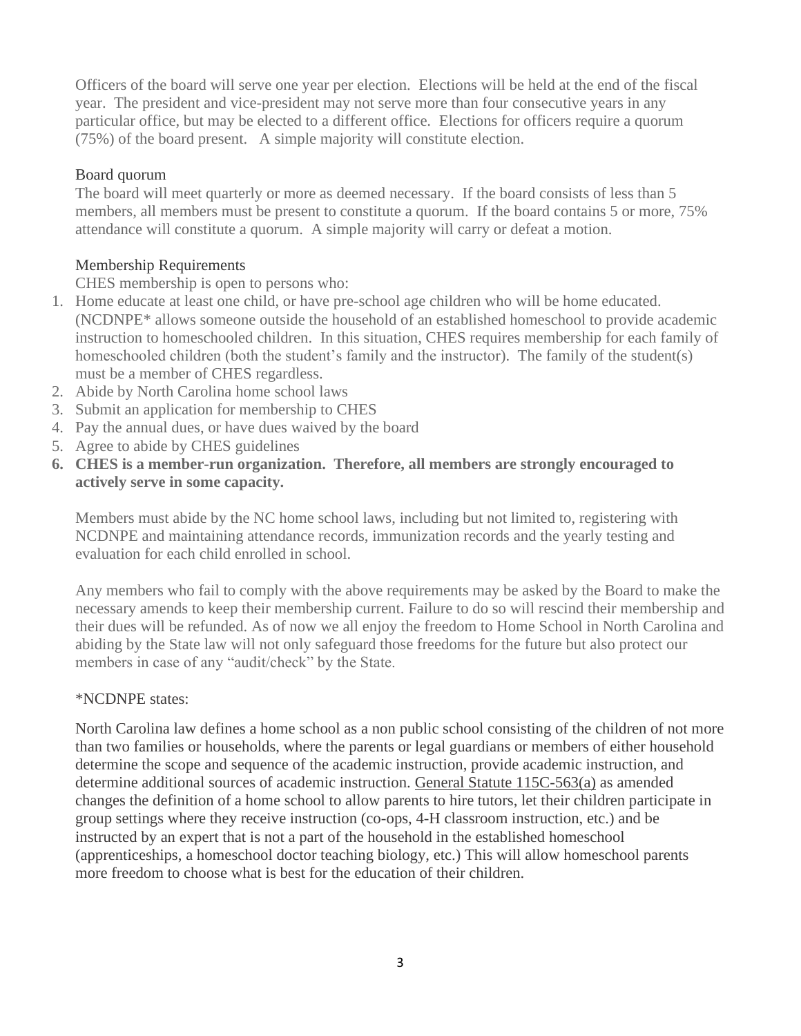Officers of the board will serve one year per election. Elections will be held at the end of the fiscal year. The president and vice-president may not serve more than four consecutive years in any particular office, but may be elected to a different office. Elections for officers require a quorum (75%) of the board present. A simple majority will constitute election.

### Board quorum

The board will meet quarterly or more as deemed necessary. If the board consists of less than 5 members, all members must be present to constitute a quorum. If the board contains 5 or more, 75% attendance will constitute a quorum. A simple majority will carry or defeat a motion.

### Membership Requirements

CHES membership is open to persons who:

1. Home educate at least one child, or have pre-school age children who will be home educated. (NCDNPE* allows someone outside the household of an established homeschool to provide academic instruction to homeschooled children. In this situation, CHES requires membership for each family of homeschooled children (both the student's family and the instructor). The family of the student(s) must be a member of CHES regardless.
2. Abide by North Carolina home school laws
3. Submit an application for membership to CHES
4. Pay the annual dues, or have dues waived by the board
5. Agree to abide by CHES guidelines
6. **CHES is a member-run organization. Therefore, all members are strongly encouraged to actively serve in some capacity.**

Members must abide by the NC home school laws, including but not limited to, registering with NCDNPE and maintaining attendance records, immunization records and the yearly testing and evaluation for each child enrolled in school.

Any members who fail to comply with the above requirements may be asked by the Board to make the necessary amends to keep their membership current. Failure to do so will rescind their membership and their dues will be refunded. As of now we all enjoy the freedom to Home School in North Carolina and abiding by the State law will not only safeguard those freedoms for the future but also protect our members in case of any "audit/check" by the State.

*NCDNPE states:

North Carolina law defines a home school as a non public school consisting of the children of not more than two families or households, where the parents or legal guardians or members of either household determine the scope and sequence of the academic instruction, provide academic instruction, and determine additional sources of academic instruction. General Statute 115C-563(a) as amended changes the definition of a home school to allow parents to hire tutors, let their children participate in group settings where they receive instruction (co-ops, 4-H classroom instruction, etc.) and be instructed by an expert that is not a part of the household in the established homeschool (apprenticeships, a homeschool doctor teaching biology, etc.) This will allow homeschool parents more freedom to choose what is best for the education of their children.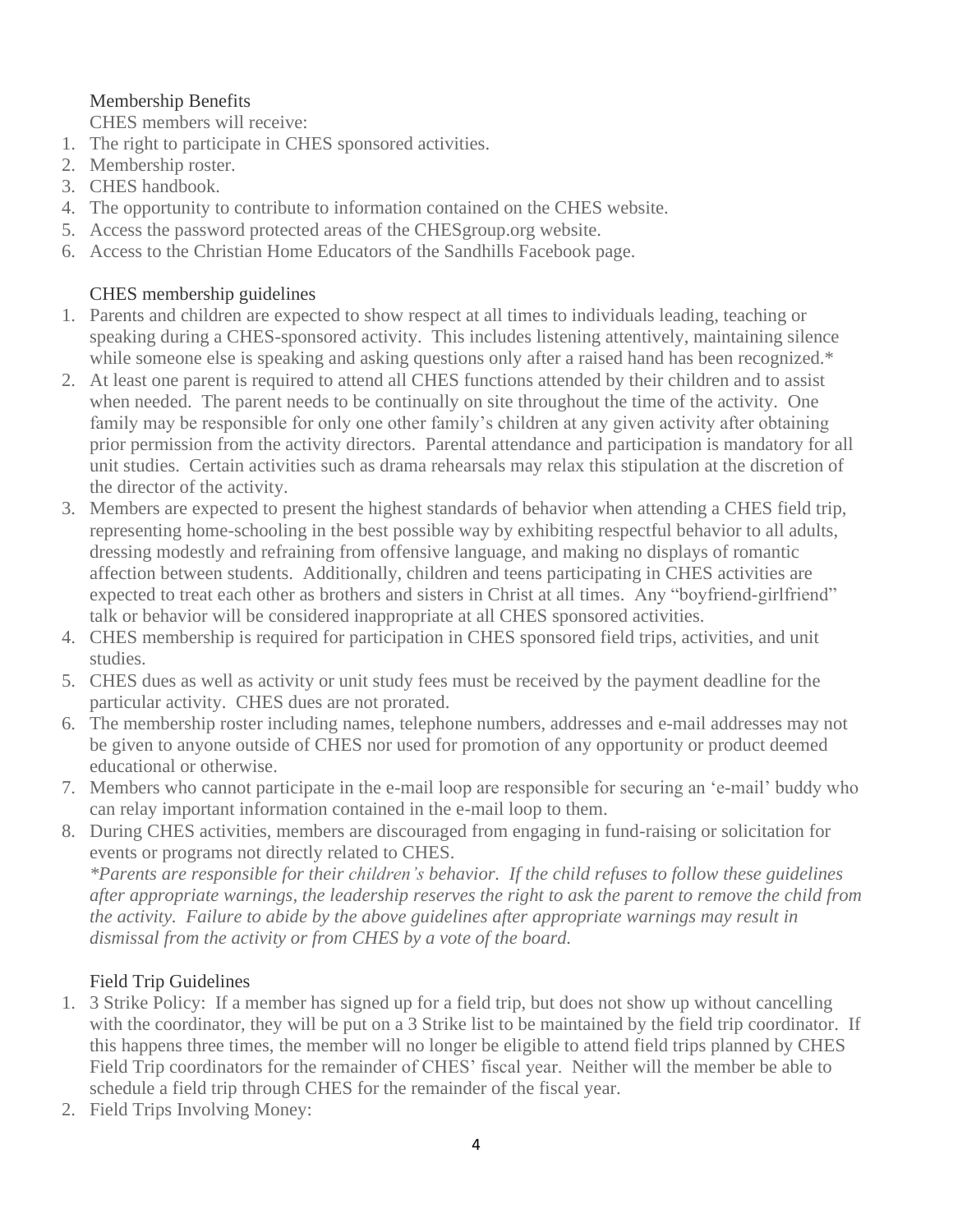## Membership Benefits

CHES members will receive:

1. The right to participate in CHES sponsored activities.
2. Membership roster.
3. CHES handbook.
4. The opportunity to contribute to information contained on the CHES website.
5. Access the password protected areas of the CHESgroup.org website.
6. Access to the Christian Home Educators of the Sandhills Facebook page.

## CHES membership guidelines

1. Parents and children are expected to show respect at all times to individuals leading, teaching or speaking during a CHES-sponsored activity. This includes listening attentively, maintaining silence while someone else is speaking and asking questions only after a raised hand has been recognized.*
2. At least one parent is required to attend all CHES functions attended by their children and to assist when needed. The parent needs to be continually on site throughout the time of the activity. One family may be responsible for only one other family's children at any given activity after obtaining prior permission from the activity directors. Parental attendance and participation is mandatory for all unit studies. Certain activities such as drama rehearsals may relax this stipulation at the discretion of the director of the activity.
3. Members are expected to present the highest standards of behavior when attending a CHES field trip, representing home-schooling in the best possible way by exhibiting respectful behavior to all adults, dressing modestly and refraining from offensive language, and making no displays of romantic affection between students. Additionally, children and teens participating in CHES activities are expected to treat each other as brothers and sisters in Christ at all times. Any "boyfriend-girlfriend" talk or behavior will be considered inappropriate at all CHES sponsored activities.
4. CHES membership is required for participation in CHES sponsored field trips, activities, and unit studies.
5. CHES dues as well as activity or unit study fees must be received by the payment deadline for the particular activity. CHES dues are not prorated.
6. The membership roster including names, telephone numbers, addresses and e-mail addresses may not be given to anyone outside of CHES nor used for promotion of any opportunity or product deemed educational or otherwise.
7. Members who cannot participate in the e-mail loop are responsible for securing an 'e-mail' buddy who can relay important information contained in the e-mail loop to them.
8. During CHES activities, members are discouraged from engaging in fund-raising or solicitation for events or programs not directly related to CHES.

*\*Parents are responsible for their children's behavior. If the child refuses to follow these guidelines after appropriate warnings, the leadership reserves the right to ask the parent to remove the child from the activity. Failure to abide by the above guidelines after appropriate warnings may result in dismissal from the activity or from CHES by a vote of the board.*

## Field Trip Guidelines

1. 3 Strike Policy: If a member has signed up for a field trip, but does not show up without cancelling with the coordinator, they will be put on a 3 Strike list to be maintained by the field trip coordinator. If this happens three times, the member will no longer be eligible to attend field trips planned by CHES Field Trip coordinators for the remainder of CHES' fiscal year. Neither will the member be able to schedule a field trip through CHES for the remainder of the fiscal year.
2. Field Trips Involving Money: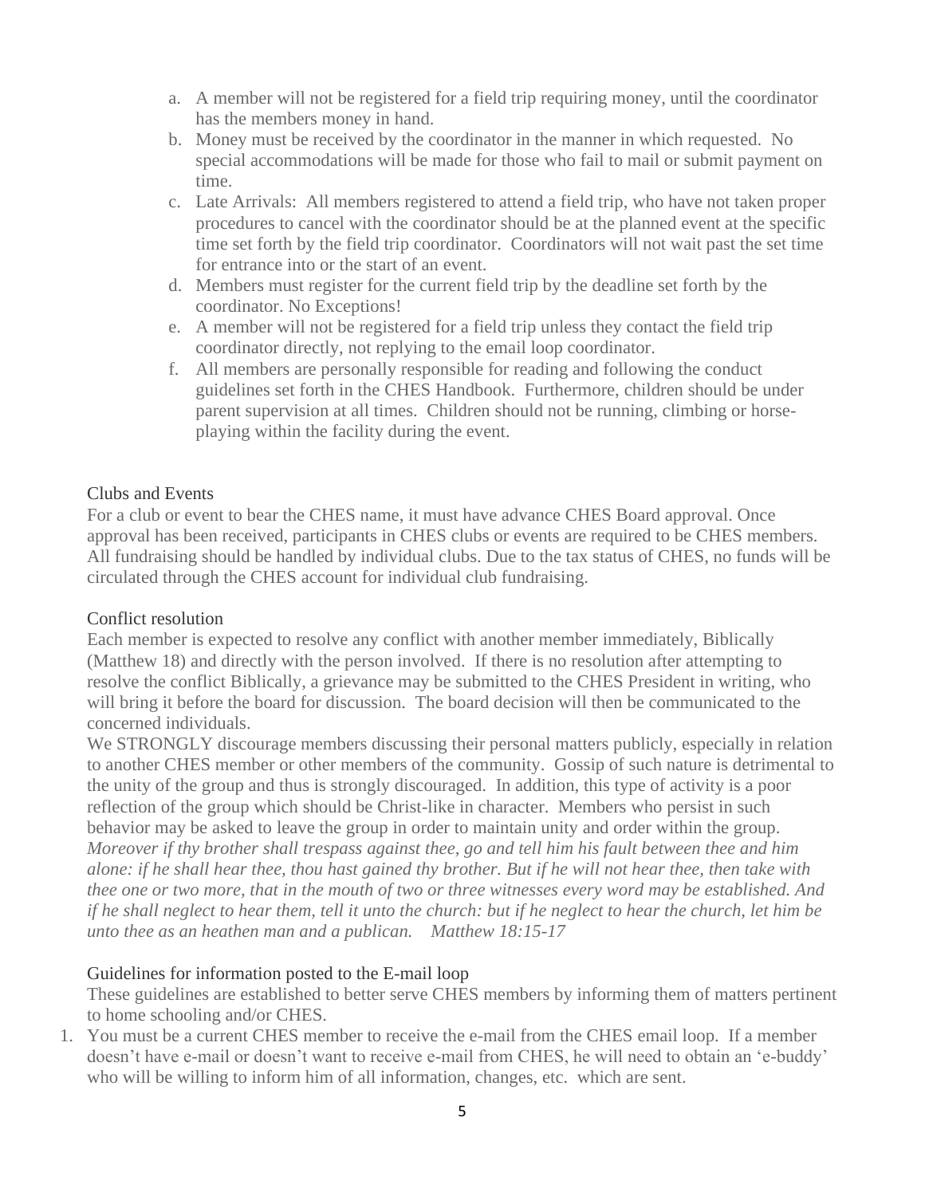a. A member will not be registered for a field trip requiring money, until the coordinator has the members money in hand.
b. Money must be received by the coordinator in the manner in which requested. No special accommodations will be made for those who fail to mail or submit payment on time.
c. Late Arrivals: All members registered to attend a field trip, who have not taken proper procedures to cancel with the coordinator should be at the planned event at the specific time set forth by the field trip coordinator. Coordinators will not wait past the set time for entrance into or the start of an event.
d. Members must register for the current field trip by the deadline set forth by the coordinator. No Exceptions!
e. A member will not be registered for a field trip unless they contact the field trip coordinator directly, not replying to the email loop coordinator.
f. All members are personally responsible for reading and following the conduct guidelines set forth in the CHES Handbook. Furthermore, children should be under parent supervision at all times. Children should not be running, climbing or horse-playing within the facility during the event.

## Clubs and Events

For a club or event to bear the CHES name, it must have advance CHES Board approval. Once approval has been received, participants in CHES clubs or events are required to be CHES members. All fundraising should be handled by individual clubs. Due to the tax status of CHES, no funds will be circulated through the CHES account for individual club fundraising.

## Conflict resolution

Each member is expected to resolve any conflict with another member immediately, Biblically (Matthew 18) and directly with the person involved. If there is no resolution after attempting to resolve the conflict Biblically, a grievance may be submitted to the CHES President in writing, who will bring it before the board for discussion. The board decision will then be communicated to the concerned individuals.

We STRONGLY discourage members discussing their personal matters publicly, especially in relation to another CHES member or other members of the community. Gossip of such nature is detrimental to the unity of the group and thus is strongly discouraged. In addition, this type of activity is a poor reflection of the group which should be Christ-like in character. Members who persist in such behavior may be asked to leave the group in order to maintain unity and order within the group.

*Moreover if thy brother shall trespass against thee, go and tell him his fault between thee and him alone: if he shall hear thee, thou hast gained thy brother. But if he will not hear thee, then take with thee one or two more, that in the mouth of two or three witnesses every word may be established. And if he shall neglect to hear them, tell it unto the church: but if he neglect to hear the church, let him be unto thee as an heathen man and a publican. Matthew 18:15-17*

## Guidelines for information posted to the E-mail loop

These guidelines are established to better serve CHES members by informing them of matters pertinent to home schooling and/or CHES.

1. You must be a current CHES member to receive the e-mail from the CHES email loop. If a member doesn't have e-mail or doesn't want to receive e-mail from CHES, he will need to obtain an 'e-buddy' who will be willing to inform him of all information, changes, etc. which are sent.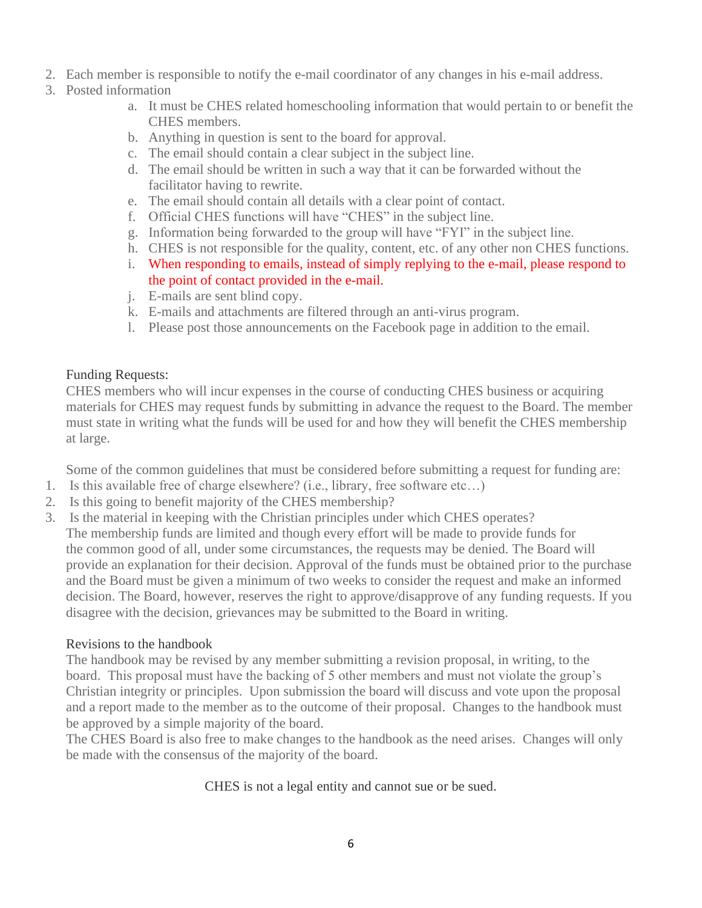2. Each member is responsible to notify the e-mail coordinator of any changes in his e-mail address.
3. Posted information
    a. It must be CHES related homeschooling information that would pertain to or benefit the CHES members.
    b. Anything in question is sent to the board for approval.
    c. The email should contain a clear subject in the subject line.
    d. The email should be written in such a way that it can be forwarded without the facilitator having to rewrite.
    e. The email should contain all details with a clear point of contact.
    f. Official CHES functions will have "CHES" in the subject line.
    g. Information being forwarded to the group will have "FYI" in the subject line.
    h. CHES is not responsible for the quality, content, etc. of any other non CHES functions.
    i. When responding to emails, instead of simply replying to the e-mail, please respond to the point of contact provided in the e-mail.
    j. E-mails are sent blind copy.
    k. E-mails and attachments are filtered through an anti-virus program.
    l. Please post those announcements on the Facebook page in addition to the email.

Funding Requests:

CHES members who will incur expenses in the course of conducting CHES business or acquiring materials for CHES may request funds by submitting in advance the request to the Board. The member must state in writing what the funds will be used for and how they will benefit the CHES membership at large.

Some of the common guidelines that must be considered before submitting a request for funding are:

1. Is this available free of charge elsewhere? (i.e., library, free software etc…)
2. Is this going to benefit majority of the CHES membership?
3. Is the material in keeping with the Christian principles under which CHES operates?

The membership funds are limited and though every effort will be made to provide funds for the common good of all, under some circumstances, the requests may be denied. The Board will provide an explanation for their decision. Approval of the funds must be obtained prior to the purchase and the Board must be given a minimum of two weeks to consider the request and make an informed decision. The Board, however, reserves the right to approve/disapprove of any funding requests. If you disagree with the decision, grievances may be submitted to the Board in writing.

Revisions to the handbook

The handbook may be revised by any member submitting a revision proposal, in writing, to the board. This proposal must have the backing of 5 other members and must not violate the group's Christian integrity or principles. Upon submission the board will discuss and vote upon the proposal and a report made to the member as to the outcome of their proposal. Changes to the handbook must be approved by a simple majority of the board.

The CHES Board is also free to make changes to the handbook as the need arises. Changes will only be made with the consensus of the majority of the board.

CHES is not a legal entity and cannot sue or be sued.